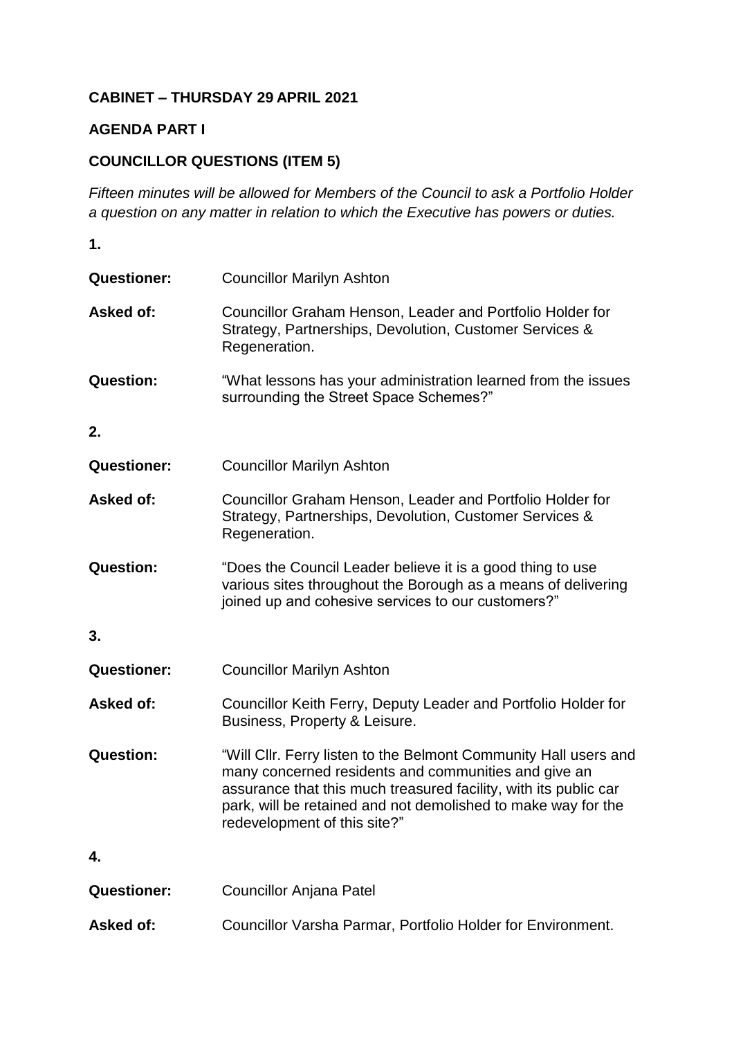**CABINET – THURSDAY 29 APRIL 2021**

**AGENDA PART I**

**COUNCILLOR QUESTIONS (ITEM 5)**

*Fifteen minutes will be allowed for Members of the Council to ask a Portfolio Holder a question on any matter in relation to which the Executive has powers or duties.*

**1.**

**Questioner:** Councillor Marilyn Ashton

**Asked of:** Councillor Graham Henson, Leader and Portfolio Holder for Strategy, Partnerships, Devolution, Customer Services & Regeneration.

**Question:** "What lessons has your administration learned from the issues surrounding the Street Space Schemes?"

**2.**

**Questioner:** Councillor Marilyn Ashton

**Asked of:** Councillor Graham Henson, Leader and Portfolio Holder for Strategy, Partnerships, Devolution, Customer Services & Regeneration.

**Question:** "Does the Council Leader believe it is a good thing to use various sites throughout the Borough as a means of delivering joined up and cohesive services to our customers?"

**3.**

**Questioner:** Councillor Marilyn Ashton

**Asked of:** Councillor Keith Ferry, Deputy Leader and Portfolio Holder for Business, Property & Leisure.

**Question:** "Will Cllr. Ferry listen to the Belmont Community Hall users and many concerned residents and communities and give an assurance that this much treasured facility, with its public car park, will be retained and not demolished to make way for the redevelopment of this site?"

**4.**

**Questioner:** Councillor Anjana Patel

**Asked of:** Councillor Varsha Parmar, Portfolio Holder for Environment.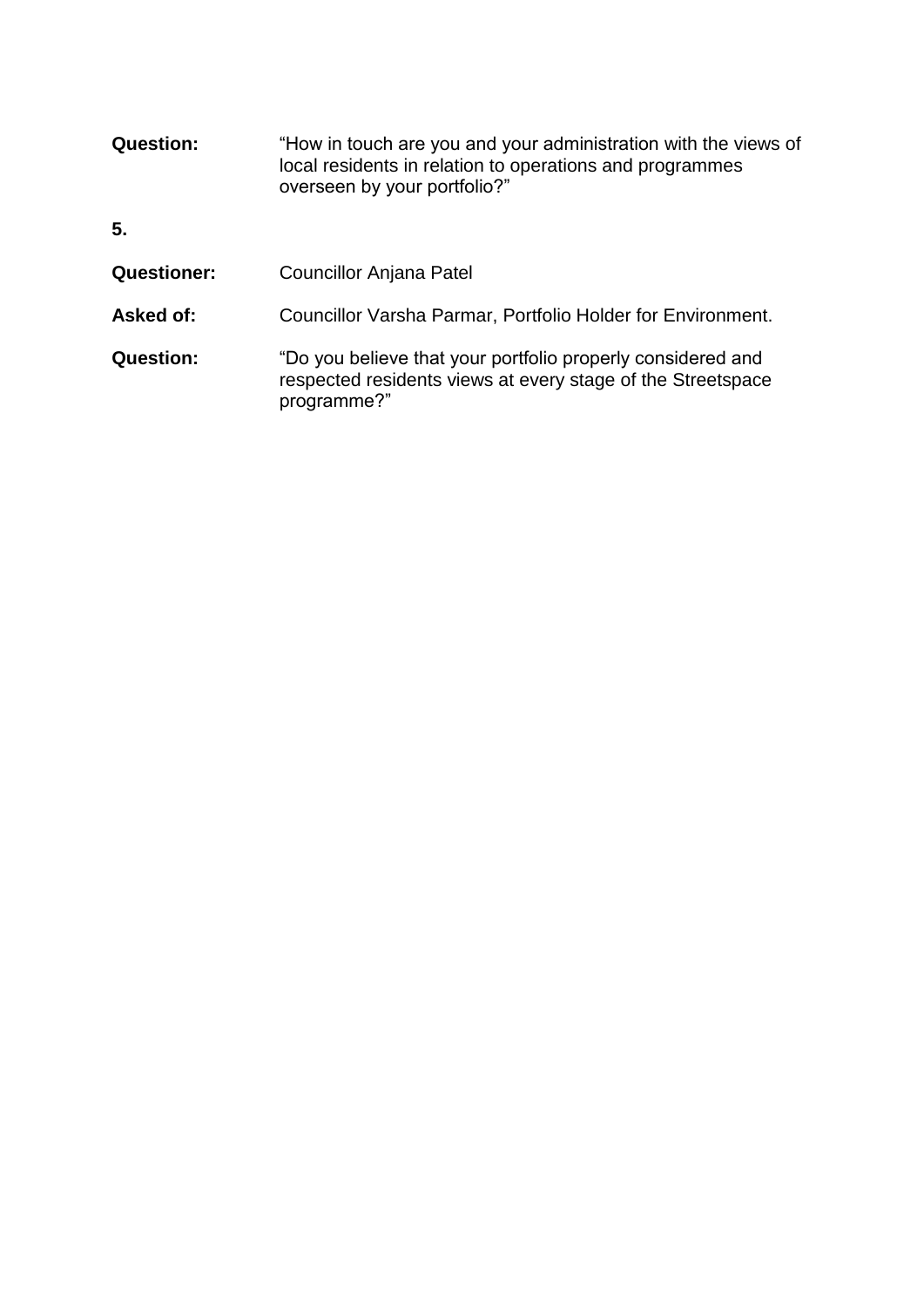**Question:** "How in touch are you and your administration with the views of local residents in relation to operations and programmes overseen by your portfolio?"

**5.**

**Questioner:** Councillor Anjana Patel

**Asked of:** Councillor Varsha Parmar, Portfolio Holder for Environment.

**Question:** "Do you believe that your portfolio properly considered and respected residents views at every stage of the Streetspace programme?"